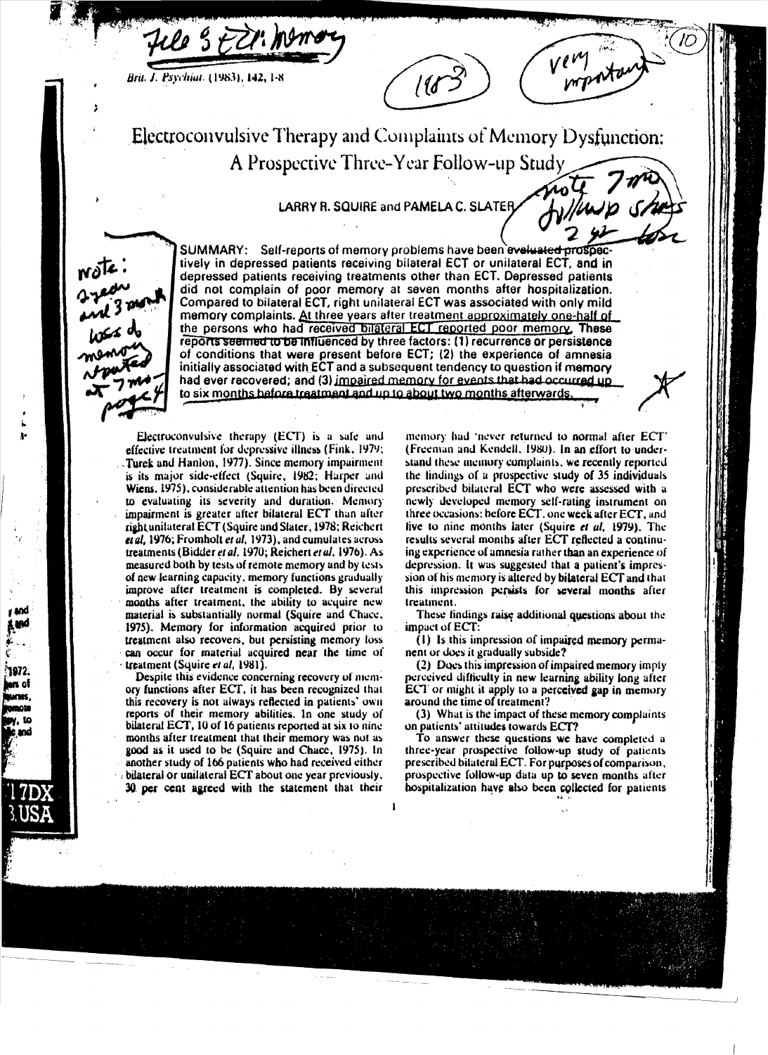# Electroconvulsive Therapy and Complaints of Memory Dysfunction: A Prospective Three-Year Follow-up Study

LARRY R. SQUIRE and PAMELA C. SLATER

SUMMARY: Self-reports of memory problems have been evaluated prospectively in depressed patients receiving bilateral ECT or unilateral ECT, and in depressed patients receiving treatments other than ECT. Depressed patients did not complain of poor memory at seven months after hospitalization. Compared to bilateral ECT, right unilateral ECT was associated with only mild memory complaints. At three years after treatment approximately one-half of the persons who had received bilateral ECT reported poor memory. These reports seemed to be influenced by three factors: (1) recurrence or persistence of conditions that were present before ECT; (2) the experience of amnesia initially associated with ECT and a subsequent tendency to question if memory had ever recovered; and (3) impaired memory for events that had occurred up to six months before treatment and up to about two months afterwards.

Electroconvulsive therapy (ECT) is a safe and effective treatment for depressive illness (Fink, 1979; Turek and Hanlon, 1977). Since memory impairment is its major side-effect (Squire, 1982; Harper and Wiens, 1975), considerable attention has been directed to evaluating its severity and duration. Memory impairment is greater after bilateral ECT than after right unilateral ECT (Squire and Slater, 1978; Reichert *et al*, 1976; Fromholt *et al*, 1973), and cumulates across treatments (Bidder *et al*, 1970; Reichert *et al*, 1976). As measured both by tests of remote memory and by tests of new learning capacity, memory functions gradually improve after treatment is completed. By several months after treatment, the ability to acquire new material is substantially normal (Squire and Chace, 1975). Memory for information acquired prior to treatment also recovers, but persisting memory loss can occur for material acquired near the time of treatment (Squire *et al*, 1981).

Despite this evidence concerning recovery of memory functions after ECT, it has been recognized that this recovery is not always reflected in patients' own reports of their memory abilities. In one study of bilateral ECT, 10 of 16 patients reported at six to nine months after treatment that their memory was not as good as it used to be (Squire and Chace, 1975). In another study of 166 patients who had received either bilateral or unilateral ECT about one year previously, 30 per cent agreed with the statement that their memory had 'never returned to normal after ECT' (Freeman and Kendell, 1980). In an effort to understand these memory complaints, we recently reported the findings of a prospective study of 35 individuals prescribed bilateral ECT who were assessed with a newly developed memory self-rating instrument on three occasions: before ECT, one week after ECT, and five to nine months later (Squire *et al*, 1979). The results several months after ECT reflected a continuing experience of amnesia rather than an experience of depression. It was suggested that a patient's impression of his memory is altered by bilateral ECT and that this impression persists for several months after treatment.

These findings raise additional questions about the impact of ECT:

(1) Is this impression of impaired memory permanent or does it gradually subside?

(2) Does this impression of impaired memory imply perceived difficulty in new learning ability long after ECT or might it apply to a perceived gap in memory around the time of treatment?

(3) What is the impact of these memory complaints on patients' attitudes towards ECT?

To answer these questions we have completed a three-year prospective follow-up study of patients prescribed bilateral ECT. For purposes of comparison, prospective follow-up data up to seven months after hospitalization have also been collected for patients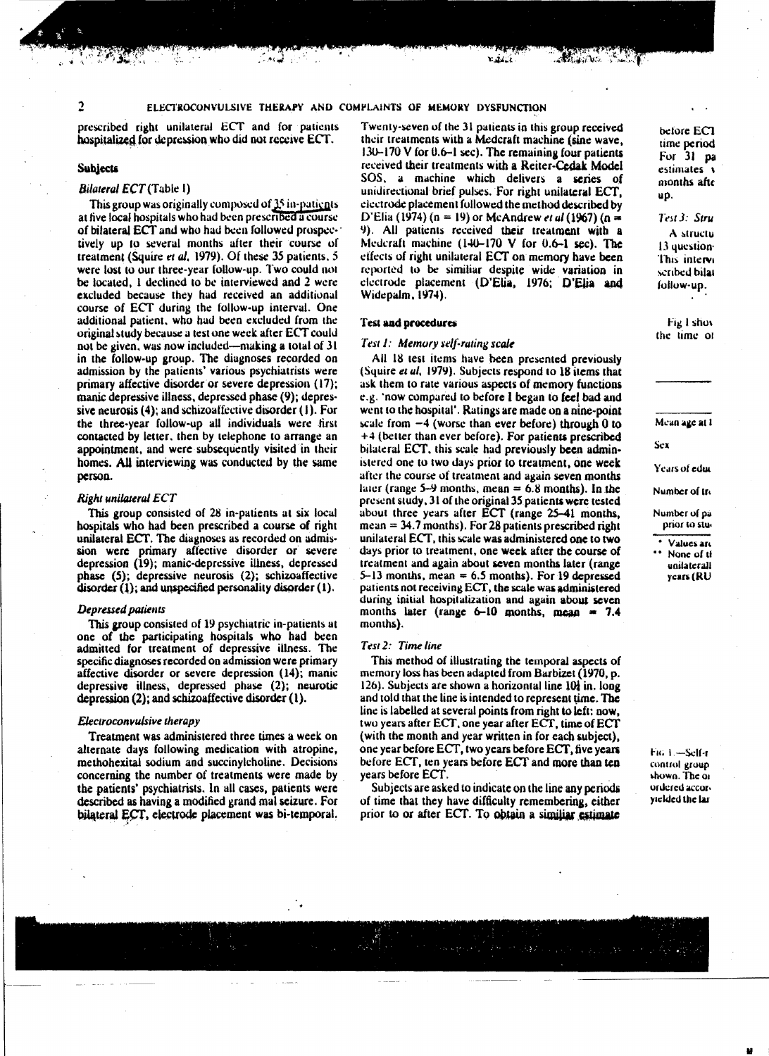prescribed right unilateral ECT and for patients hospitalized for depression who did not receive ECT.

### Subjects

*Bilateral ECT* (Table I)

This group was originally composed of 35 in-patients at five local hospitals who had been prescribed a course of bilateral ECT and who had been followed prospectively up to several months after their course of treatment (Squire *et al*, 1979). Of these 35 patients, 5 were lost to our three-year follow-up. Two could not be located, 1 declined to be interviewed and 2 were excluded because they had received an additional course of ECT during the follow-up interval. One additional patient, who had been excluded from the original study because a test one week after ECT could not be given, was now included—making a total of 31 in the follow-up group. The diagnoses recorded on admission by the patients' various psychiatrists were primary affective disorder or severe depression (17); manic depressive illness, depressed phase (9); depressive neurosis (4); and schizoaffective disorder (1). For the three-year follow-up all individuals were first contacted by letter, then by telephone to arrange an appointment, and were subsequently visited in their homes. All interviewing was conducted by the same person.

*Right unilateral ECT*

This group consisted of 28 in-patients at six local hospitals who had been prescribed a course of right unilateral ECT. The diagnoses as recorded on admission were primary affective disorder or severe depression (19); manic-depressive illness, depressed phase (5); depressive neurosis (2); schizoaffective disorder (1); and unspecified personality disorder (1).

*Depressed patients*

This group consisted of 19 psychiatric in-patients at one of the participating hospitals who had been admitted for treatment of depressive illness. The specific diagnoses recorded on admission were primary affective disorder or severe depression (14); manic depressive illness, depressed phase (2); neurotic depression (2); and schizoaffective disorder (1).

*Electroconvulsive therapy*

Treatment was administered three times a week on alternate days following medication with atropine, methohexital sodium and succinylcholine. Decisions concerning the number of treatments were made by the patients' psychiatrists. In all cases, patients were described as having a modified grand mal seizure. For bilateral ECT, electrode placement was bi-temporal. Twenty-seven of the 31 patients in this group received their treatments with a Medcraft machine (sine wave, 130–170 V for 0.6–1 sec). The remaining four patients received their treatments with a Reiter-Cedak Model SOS, a machine which delivers a series of unidirectional brief pulses. For right unilateral ECT, electrode placement followed the method described by D'Elia (1974) (n = 19) or McAndrew *et al* (1967) (n = 9). All patients received their treatment with a Medcraft machine (140–170 V for 0.6–1 sec). The effects of right unilateral ECT on memory have been reported to be similiar despite wide variation in electrode placement (D'Elia, 1976; D'Elia and Widepalm, 1974).

### Test and procedures

*Test 1: Memory self-rating scale*

All 18 test items have been presented previously (Squire *et al*, 1979). Subjects respond to 18 items that ask them to rate various aspects of memory functions e.g. 'now compared to before I began to feel bad and went to the hospital'. Ratings are made on a nine-point scale from −4 (worse than ever before) through 0 to +4 (better than ever before). For patients prescribed bilateral ECT, this scale had previously been administered one to two days prior to treatment, one week after the course of treatment and again seven months later (range 5–9 months, mean = 6.8 months). In the present study, 31 of the original 35 patients were tested about three years after ECT (range 25–41 months, mean = 34.7 months). For 28 patients prescribed right unilateral ECT, this scale was administered one to two days prior to treatment, one week after the course of treatment and again about seven months later (range 5–13 months, mean = 6.5 months). For 19 depressed patients not receiving ECT, the scale was administered during initial hospitalization and again about seven months later (range 6–10 months, mean = 7.4 months).

*Test 2: Time line*

This method of illustrating the temporal aspects of memory loss has been adapted from Barbizet (1970, p. 126). Subjects are shown a horizontal line 10½ in. long and told that the line is intended to represent time. The line is labelled at several points from right to left: now, two years after ECT, one year after ECT, time of ECT (with the month and year written in for each subject), one year before ECT, two years before ECT, five years before ECT, ten years before ECT and more than ten years before ECT.

Subjects are asked to indicate on the line any periods of time that they have difficulty remembering, either prior to or after ECT. To obtain a similiar estimate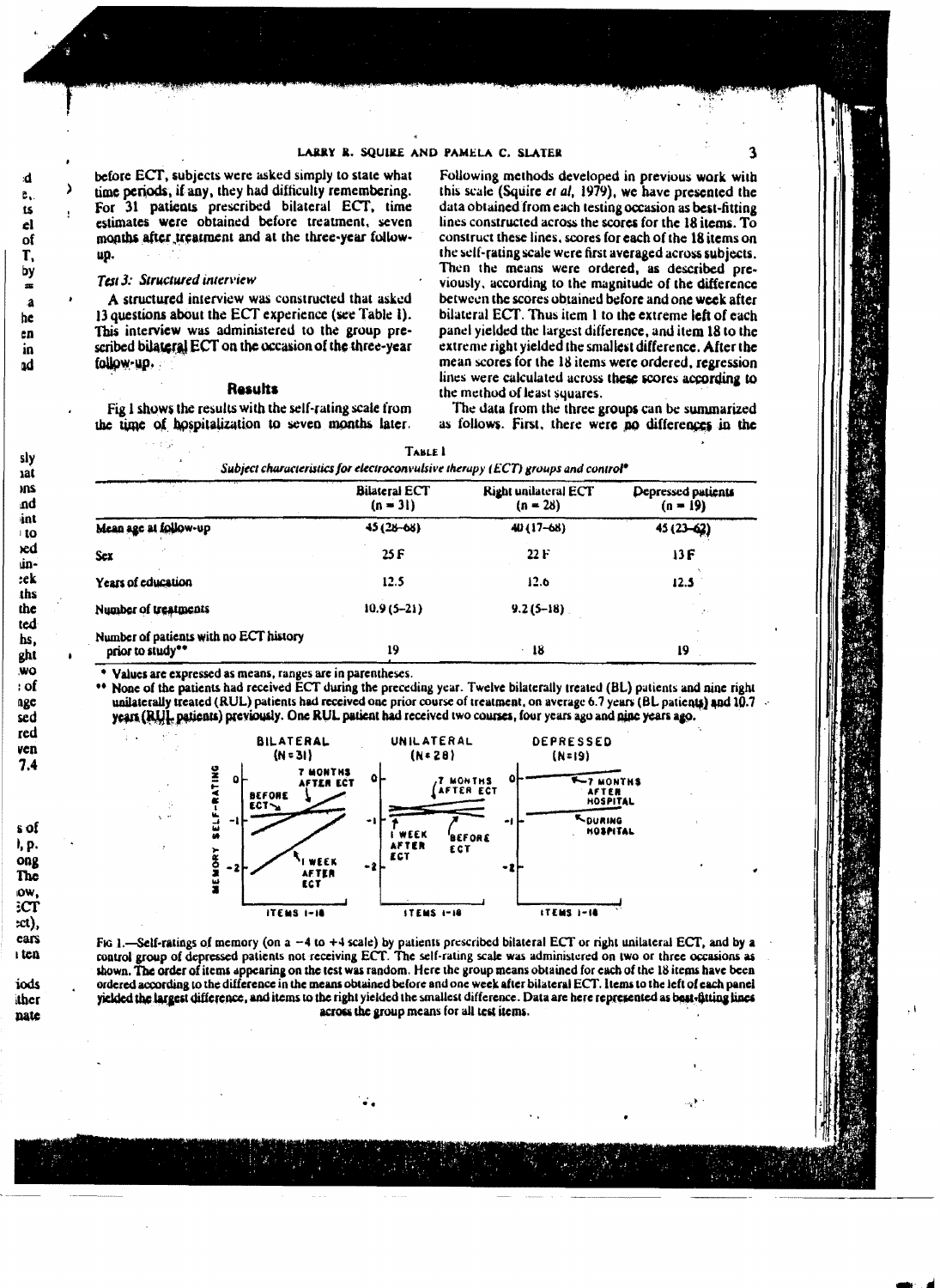before ECT, subjects were asked simply to state what time periods, if any, they had difficulty remembering. For 31 patients prescribed bilateral ECT, time estimates were obtained before treatment, seven months after treatment and at the three-year follow-up.

### *Test 3: Structured interview*

A structured interview was constructed that asked 13 questions about the ECT experience (see Table I). This interview was administered to the group prescribed bilateral ECT on the occasion of the three-year follow-up.

## Results

Fig 1 shows the results with the self-rating scale from the time of hospitalization to seven months later. Following methods developed in previous work with this scale (Squire *et al*, 1979), we have presented the data obtained from each testing occasion as best-fitting lines constructed across the scores for the 18 items. To construct these lines, scores for each of the 18 items on the self-rating scale were first averaged across subjects. Then the means were ordered, as described previously, according to the magnitude of the difference between the scores obtained before and one week after bilateral ECT. Thus item 1 to the extreme left of each panel yielded the largest difference, and item 18 to the extreme right yielded the smallest difference. After the mean scores for the 18 items were ordered, regression lines were calculated across these scores according to the method of least squares.

The data from the three groups can be summarized as follows. First, there were no differences in the

TABLE I

*Subject characteristics for electroconvulsive therapy (ECT) groups and control*\*

| | Bilateral ECT (n = 31) | Right unilateral ECT (n = 28) | Depressed patients (n = 19) |
|---|---|---|---|
| Mean age at follow-up | 45 (28–68) | 40 (17–68) | 45 (23–62) |
| Sex | 25 F | 22 F | 13 F |
| Years of education | 12.5 | 12.6 | 12.5 |
| Number of treatments | 10.9 (5–21) | 9.2 (5–18) | |
| Number of patients with no ECT history prior to study\*\* | 19 | 18 | 19 |

\* Values are expressed as means, ranges are in parentheses.

\*\* None of the patients had received ECT during the preceding year. Twelve bilaterally treated (BL) patients and nine right unilaterally treated (RUL) patients had received one prior course of treatment, on average 6.7 years (BL patients) and 10.7 years (RUL patients) previously. One RUL patient had received two courses, four years ago and nine years ago.

FIG 1.—Self-ratings of memory (on a −4 to +4 scale) by patients prescribed bilateral ECT or right unilateral ECT, and by a control group of depressed patients not receiving ECT. The self-rating scale was administered on two or three occasions as shown. The order of items appearing on the test was random. Here the group means obtained for each of the 18 items have been ordered according to the difference in the means obtained before and one week after bilateral ECT. Items to the left of each panel yielded the largest difference, and items to the right yielded the smallest difference. Data are here represented as best-fitting lines across the group means for all test items.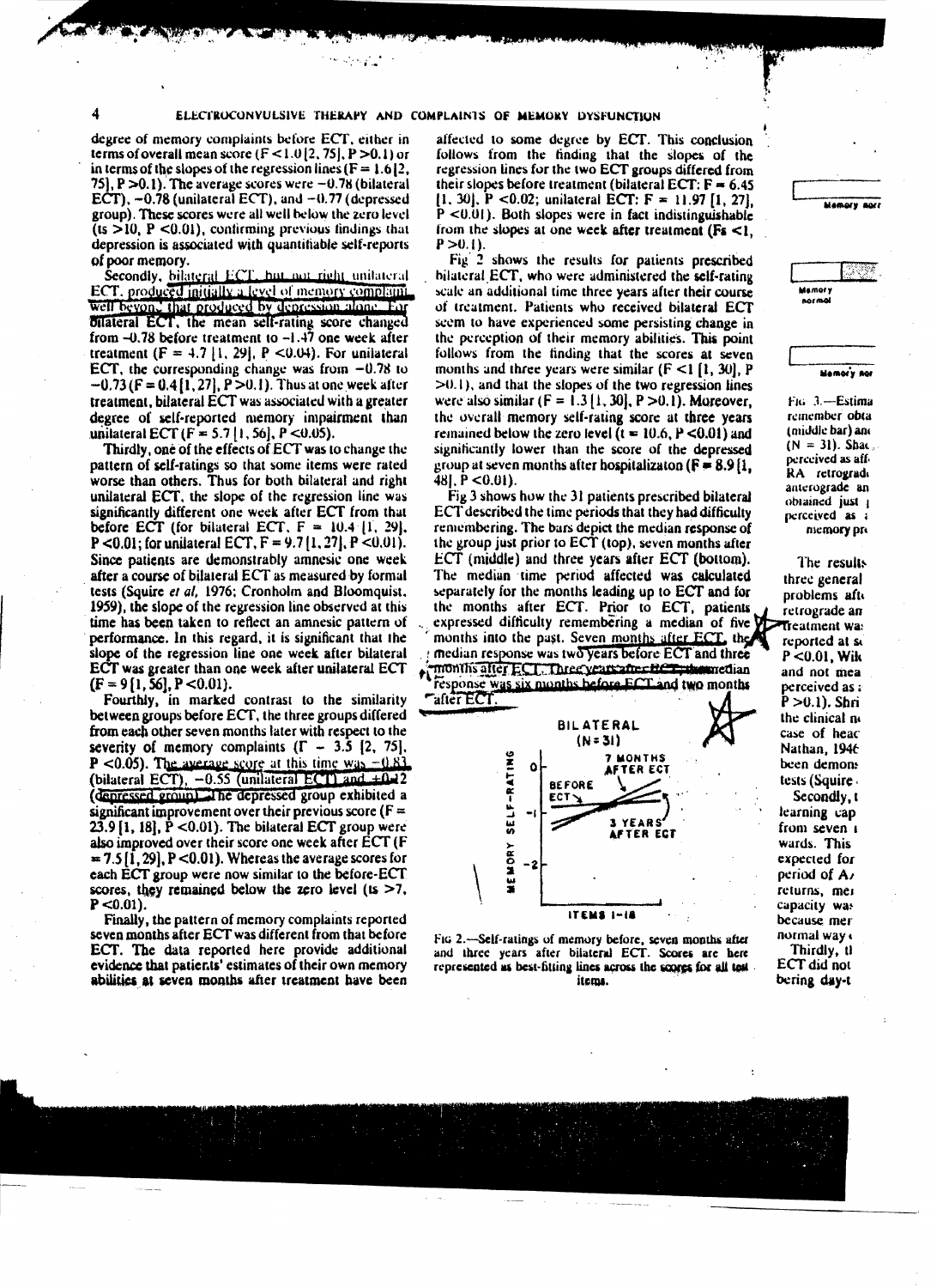degree of memory complaints before ECT, either in terms of overall mean score ($F < 1.0\,[2, 75]$, $P > 0.1$) or in terms of the slopes of the regression lines ($F = 1.6\,[2, 75]$, $P > 0.1$). The average scores were −0.78 (bilateral ECT), −0.78 (unilateral ECT), and −0.77 (depressed group). These scores were all well below the zero level ($ts > 10$, $P < 0.01$), confirming previous findings that depression is associated with quantifiable self-reports of poor memory.

Secondly, bilateral ECT, but not right unilateral ECT, produced initially a level of memory complaint well beyond that produced by depression alone. For bilateral ECT, the mean self-rating score changed from −0.78 before treatment to −1.47 one week after treatment ($F = 4.7\,[1, 29]$, $P < 0.04$). For unilateral ECT, the corresponding change was from −0.78 to −0.73 ($F = 0.4\,[1, 27]$, $P > 0.1$). Thus at one week after treatment, bilateral ECT was associated with a greater degree of self-reported memory impairment than unilateral ECT ($F = 5.7\,[1, 56]$, $P < 0.05$).

Thirdly, one of the effects of ECT was to change the pattern of self-ratings so that some items were rated worse than others. Thus for both bilateral and right unilateral ECT, the slope of the regression line was significantly different one week after ECT from that before ECT (for bilateral ECT, $F = 10.4\,[1, 29]$, $P < 0.01$; for unilateral ECT, $F = 9.7\,[1, 27]$, $P < 0.01$). Since patients are demonstrably amnesic one week after a course of bilateral ECT as measured by formal tests (Squire *et al*, 1976; Cronholm and Bloomquist, 1959), the slope of the regression line observed at this time has been taken to reflect an amnesic pattern of performance. In this regard, it is significant that the slope of the regression line one week after bilateral ECT was greater than one week after unilateral ECT ($F = 9\,[1, 56]$, $P < 0.01$).

Fourthly, in marked contrast to the similarity between groups before ECT, the three groups differed from each other seven months later with respect to the severity of memory complaints ($F = 3.5\,[2, 75]$, $P < 0.05$). The average score at this time was −0.83 (bilateral ECT), −0.55 (unilateral ECT) and +0.12 (depressed group). The depressed group exhibited a significant improvement over their previous score ($F = 23.9\,[1, 18]$, $P < 0.01$). The bilateral ECT group were also improved over their score one week after ECT ($F = 7.5\,[1, 29]$, $P < 0.01$). Whereas the average scores for each ECT group were now similar to the before-ECT scores, they remained below the zero level ($ts > 7$, $P < 0.01$).

Finally, the pattern of memory complaints reported seven months after ECT was different from that before ECT. The data reported here provide additional evidence that patients' estimates of their own memory abilities at seven months after treatment have been affected to some degree by ECT. This conclusion follows from the finding that the slopes of the regression lines for the two ECT groups differed from their slopes before treatment (bilateral ECT: $F = 6.45\,[1, 30]$, $P < 0.02$; unilateral ECT: $F = 11.97\,[1, 27]$, $P < 0.01$). Both slopes were in fact indistinguishable from the slopes at one week after treatment ($Fs < 1$, $P > 0.1$).

Fig 2 shows the results for patients prescribed bilateral ECT, who were administered the self-rating scale an additional time three years after their course of treatment. Patients who received bilateral ECT seem to have experienced some persisting change in the perception of their memory abilities. This point follows from the finding that the scores at seven months and three years were similar ($F < 1\,[1, 30]$, $P > 0.1$), and that the slopes of the two regression lines were also similar ($F = 1.3\,[1, 30]$, $P > 0.1$). Moreover, the overall memory self-rating score at three years remained below the zero level ($t = 10.6$, $P < 0.01$) and significantly lower than the score of the depressed group at seven months after hospitalizaton ($F = 8.9\,[1, 48]$, $P < 0.01$).

Fig 3 shows how the 31 patients prescribed bilateral ECT described the time periods that they had difficulty remembering. The bars depict the median response of the group just prior to ECT (top), seven months after ECT (middle) and three years after ECT (bottom). The median time period affected was calculated separately for the months leading up to ECT and for the months after ECT. Prior to ECT, patients expressed difficulty remembering a median of five months into the past. Seven months after ECT, the median response was two years before ECT and three months after ECT. Three years after ECT, the median response was six months before ECT and two months after ECT.

BILATERAL (N = 31)

Fig 2.—Self-ratings of memory before, seven months after and three years after bilateral ECT. Scores are here represented as best-fitting lines across the scores for all test items.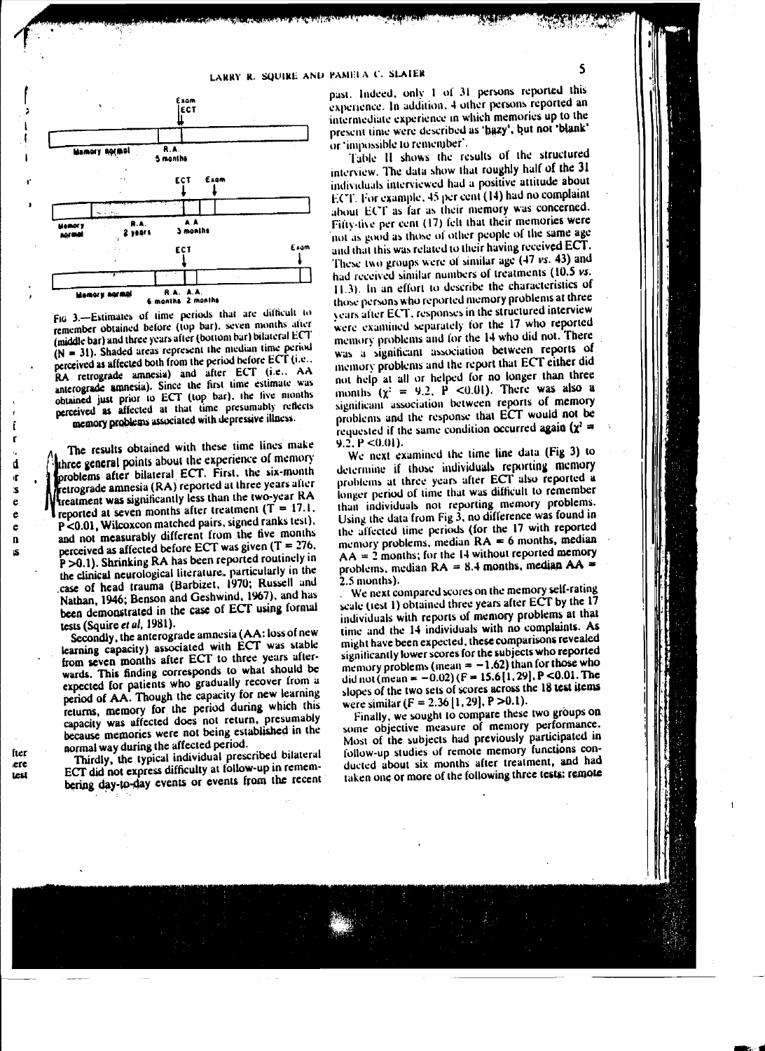Exam
ECT

Memory normal | R.A. 5 months

ECT Exam

Memory normal | R.A. 2 years | A.A 3 months

ECT Exam

Memory normal | R.A. A.A. 6 months 2 months

FIG 3.—Estimates of time periods that are difficult to remember obtained before (top bar), seven months after (middle bar) and three years after (bottom bar) bilateral ECT (N = 31). Shaded areas represent the median time period perceived as affected both from the period before ECT (i.e., RA retrograde amnesia) and after ECT (i.e., AA anterograde amnesia). Since the first time estimate was obtained just prior to ECT (top bar), the five months perceived as affected at that time presumably reflects memory problems associated with depressive illness.

The results obtained with these time lines make three general points about the experience of memory problems after bilateral ECT. First, the six-month retrograde amnesia (RA) reported at three years after treatment was significantly less than the two-year RA reported at seven months after treatment (T = 17.1, P <0.01, Wilcoxon matched pairs, signed ranks test), and not measurably different from the five months perceived as affected before ECT was given (T = 276, P >0.1). Shrinking RA has been reported routinely in the clinical neurological literature, particularly in the case of head trauma (Barbizet, 1970; Russell and Nathan, 1946; Benson and Geshwind, 1967), and has been demonstrated in the case of ECT using formal tests (Squire *et al*, 1981).

Secondly, the anterograde amnesia (AA: loss of new learning capacity) associated with ECT was stable from seven months after ECT to three years afterwards. This finding corresponds to what should be expected for patients who gradually recover from a period of AA. Though the capacity for new learning returns, memory for the period during which this capacity was affected does not return, presumably because memories were not being established in the normal way during the affected period.

Thirdly, the typical individual prescribed bilateral ECT did not express difficulty at follow-up in remembering day-to-day events or events from the recent past. Indeed, only 1 of 31 persons reported this experience. In addition, 4 other persons reported an intermediate experience in which memories up to the present time were described as 'hazy', but not 'blank' or 'impossible to remember'.

Table II shows the results of the structured interview. The data show that roughly half of the 31 individuals interviewed had a positive attitude about ECT. For example, 45 per cent (14) had no complaint about ECT as far as their memory was concerned. Fifty-five per cent (17) felt that their memories were not as good as those of other people of the same age and that this was related to their having received ECT. These two groups were of similar age (47 *vs.* 43) and had received similar numbers of treatments (10.5 *vs.* 11.3). In an effort to describe the characteristics of those persons who reported memory problems at three years after ECT, responses in the structured interview were examined separately for the 17 who reported memory problems and for the 14 who did not. There was a significant association between reports of memory problems and the report that ECT either did not help at all or helped for no longer than three months ($\chi^2$ = 9.2, P <0.01). There was also a significant association between reports of memory problems and the response that ECT would not be requested if the same condition occurred again ($\chi^2$ = 9.2, P <0.01).

We next examined the time line data (Fig 3) to determine if those individuals reporting memory problems at three years after ECT also reported a longer period of time that was difficult to remember than individuals not reporting memory problems. Using the data from Fig 3, no difference was found in the affected time periods (for the 17 with reported memory problems, median RA = 6 months, median AA = 2 months; for the 14 without reported memory problems, median RA = 8.4 months, median AA = 2.5 months).

We next compared scores on the memory self-rating scale (test 1) obtained three years after ECT by the 17 individuals with reports of memory problems at that time and the 14 individuals with no complaints. As might have been expected, these comparisons revealed significantly lower scores for the subjects who reported memory problems (mean = −1.62) than for those who did not (mean = −0.02) (F = 15.6[1, 29], P <0.01. The slopes of the two sets of scores across the 18 test items were similar (F = 2.36 [1, 29], P >0.1).

Finally, we sought to compare these two groups on some objective measure of memory performance. Most of the subjects had previously participated in follow-up studies of remote memory functions conducted about six months after treatment, and had taken one or more of the following three tests: remote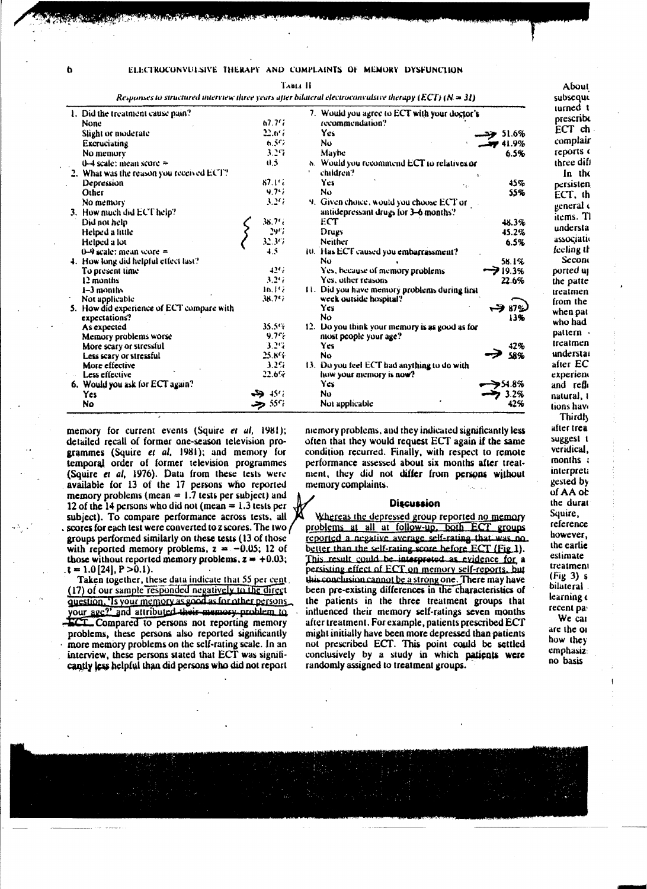Table II

*Responses to structured interview three years after bilateral electroconvulsive therapy (ECT) (N = 31)*

| Question | % |
|---|---|
| **1. Did the treatment cause pain?** | |
| None | 67.7% |
| Slight or moderate | 22.6% |
| Excruciating | 6.5% |
| No memory | 3.2% |
| 0–4 scale: mean score = | 0.5 |
| **2. What was the reason you received ECT?** | |
| Depression | 87.1% |
| Other | 9.7% |
| No memory | 3.2% |
| **3. How much did ECT help?** | |
| Did not help | 38.7% |
| Helped a little | 29% |
| Helped a lot | 32.3% |
| 0–9 scale: mean score = | 4.5 |
| **4. How long did helpful effect last?** | |
| To present time | 42% |
| 12 months | 3.2% |
| 1–3 months | 16.1% |
| Not applicable | 38.7% |
| **5. How did experience of ECT compare with expectations?** | |
| As expected | 35.5% |
| Memory problems worse | 9.7% |
| More scary or stressful | 3.2% |
| Less scary or stressful | 25.8% |
| More effective | 3.2% |
| Less effective | 22.6% |
| **6. Would you ask for ECT again?** | |
| Yes | 45% |
| No | 55% |
| **7. Would you agree to ECT with your doctor's recommendation?** | |
| Yes | 51.6% |
| No | 41.9% |
| Maybe | 6.5% |
| **8. Would you recommend ECT to relatives or children?** | |
| Yes | 45% |
| No | 55% |
| **9. Given choice, would you choose ECT or antidepressant drugs for 3–6 months?** | |
| ECT | 48.3% |
| Drugs | 45.2% |
| Neither | 6.5% |
| **10. Has ECT caused you embarrassment?** | |
| No | 58.1% |
| Yes, because of memory problems | 19.3% |
| Yes, other reasons | 22.6% |
| **11. Did you have memory problems during first week outside hospital?** | |
| Yes | 87% |
| No | 13% |
| **12. Do you think your memory is as good as for most people your age?** | |
| Yes | 42% |
| No | 58% |
| **13. Do you feel ECT had anything to do with how your memory is now?** | |
| Yes | 54.8% |
| No | 3.2% |
| Not applicable | 42% |

memory for current events (Squire *et al*, 1981); detailed recall of former one-season television programmes (Squire *et al*, 1981); and memory for temporal order of former television programmes (Squire *et al*, 1976). Data from these tests were available for 13 of the 17 persons who reported memory problems (mean = 1.7 tests per subject) and 12 of the 14 persons who did not (mean = 1.3 tests per subject). To compare performance across tests, all scores for each test were converted to z scores. The two groups performed similarly on these tests (13 of those with reported memory problems, $z = -0.05$; 12 of those without reported memory problems, $z = +0.03$; $t = 1.0\,[24]$, $P > 0.1$).

Taken together, these data indicate that 55 per cent (17) of our sample responded negatively to the direct question, 'Is your memory as good as for other persons your age?' and attributed their memory problem to ECT. Compared to persons not reporting memory problems, these persons also reported significantly more memory problems on the self-rating scale. In an interview, these persons stated that ECT was significantly less helpful than did persons who did not report memory problems, and they indicated significantly less often that they would request ECT again if the same condition recurred. Finally, with respect to remote performance assessed about six months after treatment, they did not differ from persons without memory complaints.

## Discussion

Whereas the depressed group reported no memory problems at all at follow-up, both ECT groups reported a negative average self-rating that was no better than the self-rating score before ECT (Fig 1). This result could be interpreted as evidence for a persisting effect of ECT on memory self-reports, but this conclusion cannot be a strong one. There may have been pre-existing differences in the characteristics of the patients in the three treatment groups that influenced their memory self-ratings seven months after treatment. For example, patients prescribed ECT might initially have been more depressed than patients not prescribed ECT. This point could be settled conclusively by a study in which patients were randomly assigned to treatment groups.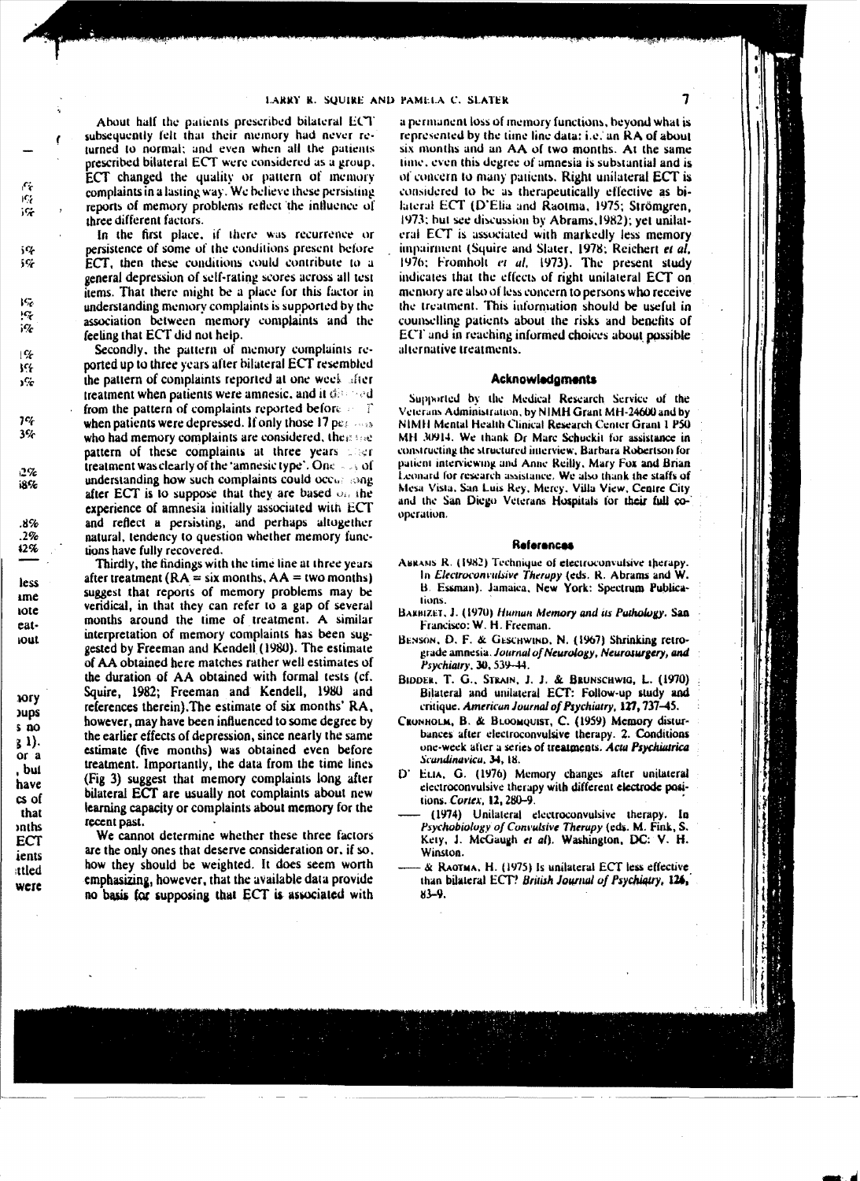About half the patients prescribed bilateral ECT subsequently felt that their memory had never returned to normal; and even when all the patients prescribed bilateral ECT were considered as a group, ECT changed the quality or pattern of memory complaints in a lasting way. We believe these persisting reports of memory problems reflect the influence of three different factors.

In the first place, if there was recurrence or persistence of some of the conditions present before ECT, then these conditions could contribute to a general depression of self-rating scores across all test items. That there might be a place for this factor in understanding memory complaints is supported by the association between memory complaints and the feeling that ECT did not help.

Secondly, the pattern of memory complaints reported up to three years after bilateral ECT resembled the pattern of complaints reported at one week after treatment when patients were amnesic, and it differed from the pattern of complaints reported before ECT when patients were depressed. If only those 17 persons who had memory complaints are considered, then the pattern of these complaints at three years after treatment was clearly of the 'amnesic type'. One way of understanding how such complaints could occur long after ECT is to suppose that they are based on the experience of amnesia initially associated with ECT and reflect a persisting, and perhaps altogether natural, tendency to question whether memory functions have fully recovered.

Thirdly, the findings with the time line at three years after treatment (RA = six months, AA = two months) suggest that reports of memory problems may be veridical, in that they can refer to a gap of several months around the time of treatment. A similar interpretation of memory complaints has been suggested by Freeman and Kendell (1980). The estimate of AA obtained here matches rather well estimates of the duration of AA obtained with formal tests (cf. Squire, 1982; Freeman and Kendell, 1980 and references therein). The estimate of six months' RA, however, may have been influenced to some degree by the earlier effects of depression, since nearly the same estimate (five months) was obtained even before treatment. Importantly, the data from the time lines (Fig 3) suggest that memory complaints long after bilateral ECT are usually not complaints about new learning capacity or complaints about memory for the recent past.

We cannot determine whether these three factors are the only ones that deserve consideration or, if so, how they should be weighted. It does seem worth emphasizing, however, that the available data provide no basis for supposing that ECT is associated with a permanent loss of memory functions, beyond what is represented by the time line data: i.e. an RA of about six months and an AA of two months. At the same time, even this degree of amnesia is substantial and is of concern to many patients. Right unilateral ECT is considered to be as therapeutically effective as bilateral ECT (D'Elia and Raotma, 1975; Strömgren, 1973; but see discussion by Abrams, 1982); yet unilateral ECT is associated with markedly less memory impairment (Squire and Slater, 1978; Reichert *et al*, 1976; Fromholt *et al*, 1973). The present study indicates that the effects of right unilateral ECT on memory are also of less concern to persons who receive the treatment. This information should be useful in counselling patients about the risks and benefits of ECT and in reaching informed choices about possible alternative treatments.

## Acknowledgments

Supported by the Medical Research Service of the Veterans Administration, by NIMH Grant MH-24600 and by NIMH Mental Health Clinical Research Center Grant 1 P50 MH 30914. We thank Dr Marc Schuckit for assistance in constructing the structured interview, Barbara Robertson for patient interviewing and Anne Reilly, Mary Fox and Brian Leonard for research assistance. We also thank the staffs of Mesa Vista, San Luis Rey, Mercy, Villa View, Centre City and the San Diego Veterans Hospitals for their full co-operation.

## References

ABRAMS, R. (1982) Technique of electroconvulsive therapy. In *Electroconvulsive Therapy* (eds. R. Abrams and W. B. Essman). Jamaica, New York: Spectrum Publications.

BARBIZET, J. (1970) *Human Memory and its Pathology*. San Francisco: W. H. Freeman.

BENSON, D. F. & GESCHWIND, N. (1967) Shrinking retrograde amnesia. *Journal of Neurology, Neurosurgery, and Psychiatry*, **30**, 539–44.

BIDDER, T. G., STRAIN, J. J. & BRUNSCHWIG, L. (1970) Bilateral and unilateral ECT: Follow-up study and critique. *American Journal of Psychiatry*, **127**, 737–45.

CRONHOLM, B. & BLOOMQUIST, C. (1959) Memory disturbances after electroconvulsive therapy. 2. Conditions one-week after a series of treatments. *Acta Psychiatrica Scandinavica*, **34**, 18.

D'ELIA, G. (1976) Memory changes after unilateral electroconvulsive therapy with different electrode positions. *Cortex*, **12**, 280–9.

—— (1974) Unilateral electroconvulsive therapy. In *Psychobiology of Convulsive Therapy* (eds. M. Fink, S. Kety, J. McGaugh *et al*). Washington, DC: V. H. Winston.

—— & RAOTMA, H. (1975) Is unilateral ECT less effective than bilateral ECT? *British Journal of Psychiatry*, **126**, 83–9.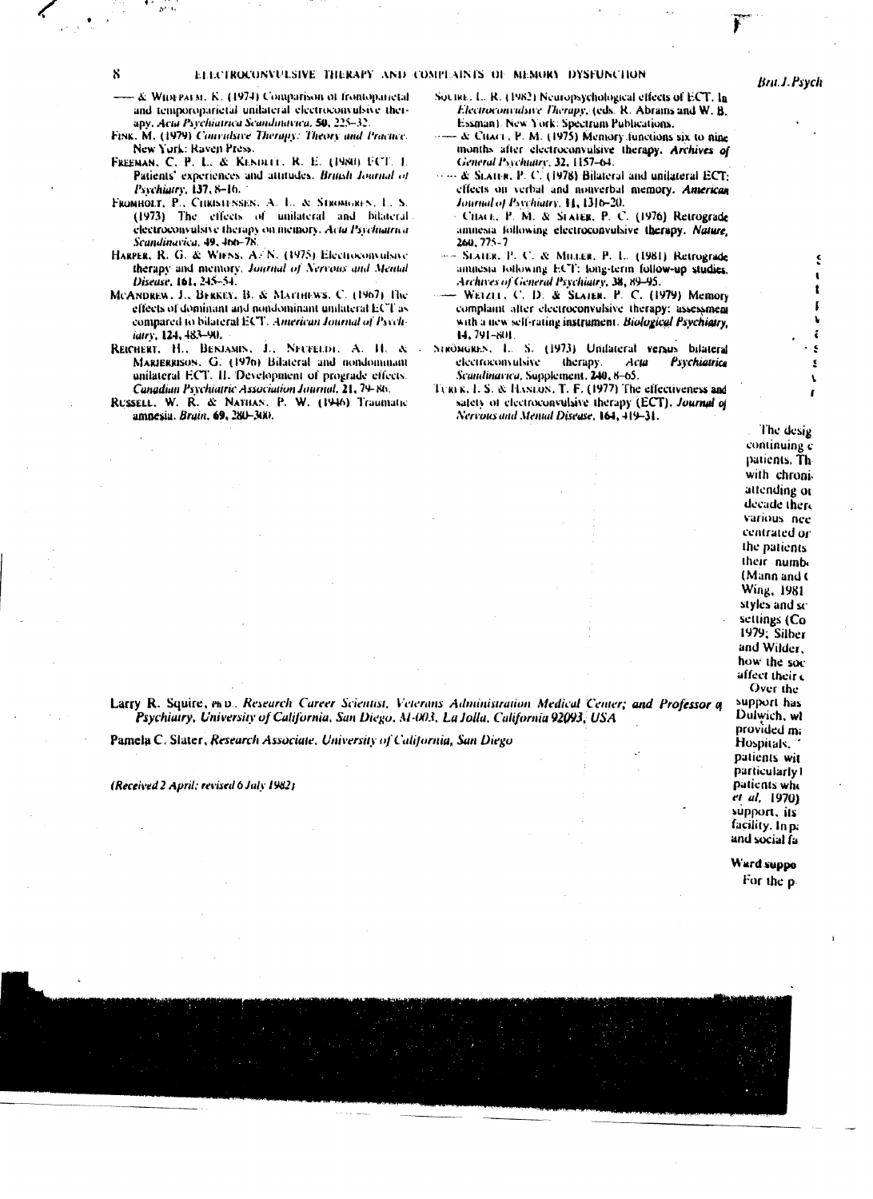—— & WIDEPALM, K. (1974) Comparison of frontoparietal and temporoparietal unilateral electroconvulsive therapy. *Acta Psychiatrica Scandinavica*, **50**, 225–32.

FINK, M. (1979) *Convulsive Therapy: Theory and Practice*. New York: Raven Press.

FREEMAN, C. P. L. & KENDELL, R. E. (1980) ECT. I. Patients' experiences and attitudes. *British Journal of Psychiatry*, **137**, 8–16.

FROMHOLT, P., CHRISTENSEN, A. L. & STROMGREN, L. S. (1973) The effects of unilateral and bilateral electroconvulsive therapy on memory. *Acta Psychiatrica Scandinavica*, **49**, 466–78.

HARPER, R. G. & WIENS, A. N. (1975) Electroconvulsive therapy and memory. *Journal of Nervous and Mental Disease*, **161**, 245–54.

MCANDREW, J., BERKEY, B. & MATTHEWS, C. (1967) The effects of dominant and nondominant unilateral ECT as compared to bilateral ECT. *American Journal of Psychiatry*, **124**, 483–90.

REICHERT, H., BENJAMIN, J., NEUFELDT, A. H. & MARJERRISON, G. (1976) Bilateral and nondominant unilateral ECT. II. Development of prograde effects. *Canadian Psychiatric Association Journal*, **21**, 79–86.

RUSSELL, W. R. & NATHAN, P. W. (1946) Traumatic amnesia. *Brain*, **69**, 280–300.

SQUIRE, L. R. (1982) Neuropsychological effects of ECT. In *Electroconvulsive Therapy*, (eds. R. Abrams and W. B. Essman). New York: Spectrum Publications.

—— & CHACE, P. M. (1975) Memory functions six to nine months after electroconvulsive therapy. *Archives of General Psychiatry*, **32**, 1157–64.

—— & SLATER, P. C. (1978) Bilateral and unilateral ECT: effects on verbal and nonverbal memory. *American Journal of Psychiatry*, **11**, 1316–20.

—— CHACE, P. M. & SLATER, P. C. (1976) Retrograde amnesia following electroconvulsive therapy. *Nature*, **260**, 775–7

—— SLATER, P. C. & MILLER, P. L. (1981) Retrograde amnesia following ECT: long-term follow-up studies. *Archives of General Psychiatry*, **38**, 89–95.

—— WETZEL, C. D. & SLATER, P. C. (1979) Memory complaint after electroconvulsive therapy: assessment with a new self-rating instrument. *Biological Psychiatry*, **14**, 791–801.

STROMGREN, L. S. (1973) Unilateral versus bilateral electroconvulsive therapy. *Acta Psychiatrica Scandinavica*, Supplement, **240**, 8–65.

TUREK, I. S. & HANLON, T. F. (1977) The effectiveness and safety of electroconvulsive therapy (ECT). *Journal of Nervous and Mental Disease*, **164**, 419–31.

Larry R. Squire, PH.D., *Research Career Scientist, Veterans Administration Medical Center; and Professor of Psychiatry, University of California, San Diego, M-003, La Jolla, California 92093, USA*

Pamela C. Slater, *Research Associate, University of California, San Diego*

*(Received 2 April; revised 6 July 1982)*